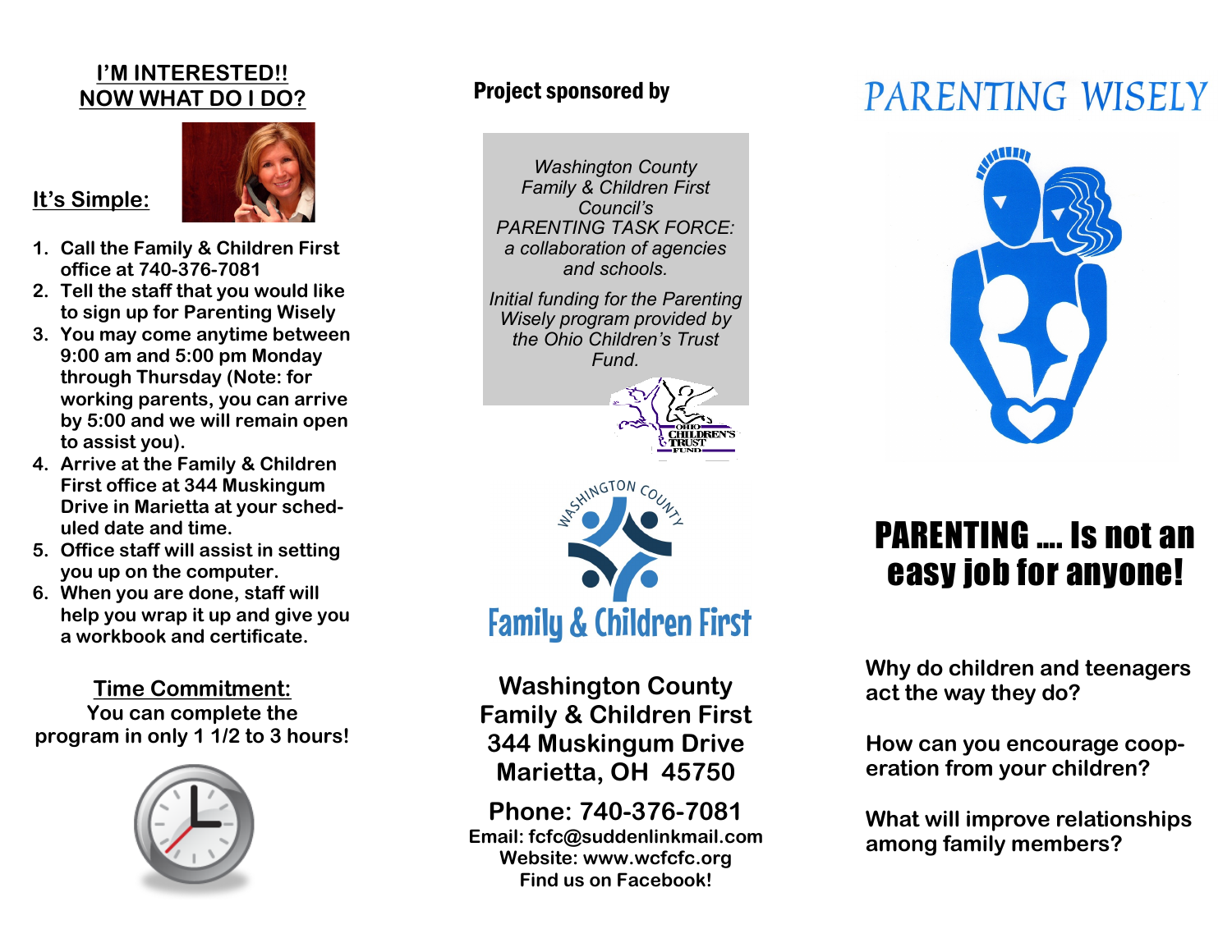## I'M INTERESTED!! NOW WHAT DO I DO?

**It's Simple:**

1. Call the Family & Children First office at 740-376-7081
2. Tell the staff that you would like to sign up for Parenting Wisely
3. You may come anytime between 9:00 am and 5:00 pm Monday through Thursday (Note: for working parents, you can arrive by 5:00 and we will remain open to assist you).
4. Arrive at the Family & Children First office at 344 Muskingum Drive in Marietta at your scheduled date and time.
5. Office staff will assist in setting you up on the computer.
6. When you are done, staff will help you wrap it up and give you a workbook and certificate.

**Time Commitment:**

You can complete the program in only 1 1/2 to 3 hours!

**Project sponsored by**

*Washington County Family & Children First Council's PARENTING TASK FORCE: a collaboration of agencies and schools.*

*Initial funding for the Parenting Wisely program provided by the Ohio Children's Trust Fund.*

OHIO CHILDREN'S TRUST FUND

WASHINGTON COUNTY

Family & Children First

**Washington County Family & Children First**
**344 Muskingum Drive**
**Marietta, OH 45750**

**Phone: 740-376-7081**
**Email: fcfc@suddenlinkmail.com**
**Website: www.wcfcfc.org**
**Find us on Facebook!**

# PARENTING WISELY

## PARENTING .... Is not an easy job for anyone!

Why do children and teenagers act the way they do?

How can you encourage cooperation from your children?

What will improve relationships among family members?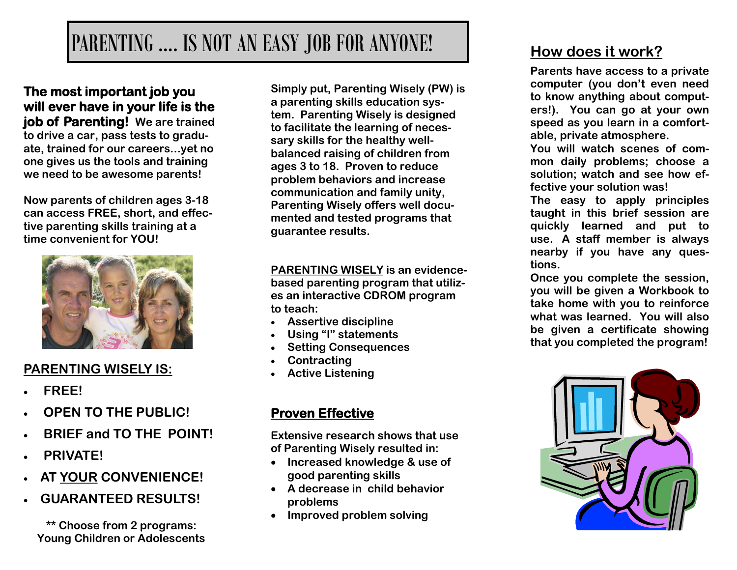# PARENTING .... IS NOT AN EASY JOB FOR ANYONE!

**The most important job you will ever have in your life is the job of Parenting!** We are trained to drive a car, pass tests to graduate, trained for our careers...yet no one gives us the tools and training we need to be awesome parents!

Now parents of children ages 3-18 can access FREE, short, and effective parenting skills training at a time convenient for YOU!

## PARENTING WISELY IS:

- FREE!
- OPEN TO THE PUBLIC!
- BRIEF and TO THE POINT!
- PRIVATE!
- AT YOUR CONVENIENCE!
- GUARANTEED RESULTS!

** Choose from 2 programs: Young Children or Adolescents

Simply put, Parenting Wisely (PW) is a parenting skills education system. Parenting Wisely is designed to facilitate the learning of necessary skills for the healthy well-balanced raising of children from ages 3 to 18. Proven to reduce problem behaviors and increase communication and family unity, Parenting Wisely offers well documented and tested programs that guarantee results.

PARENTING WISELY is an evidence-based parenting program that utilizes an interactive CDROM program to teach:

- Assertive discipline
- Using "I" statements
- Setting Consequences
- Contracting
- Active Listening

## Proven Effective

Extensive research shows that use of Parenting Wisely resulted in:

- Increased knowledge & use of good parenting skills
- A decrease in child behavior problems
- Improved problem solving

## How does it work?

Parents have access to a private computer (you don't even need to know anything about computers!). You can go at your own speed as you learn in a comfortable, private atmosphere.

You will watch scenes of common daily problems; choose a solution; watch and see how effective your solution was!

The easy to apply principles taught in this brief session are quickly learned and put to use. A staff member is always nearby if you have any questions.

Once you complete the session, you will be given a Workbook to take home with you to reinforce what was learned. You will also be given a certificate showing that you completed the program!